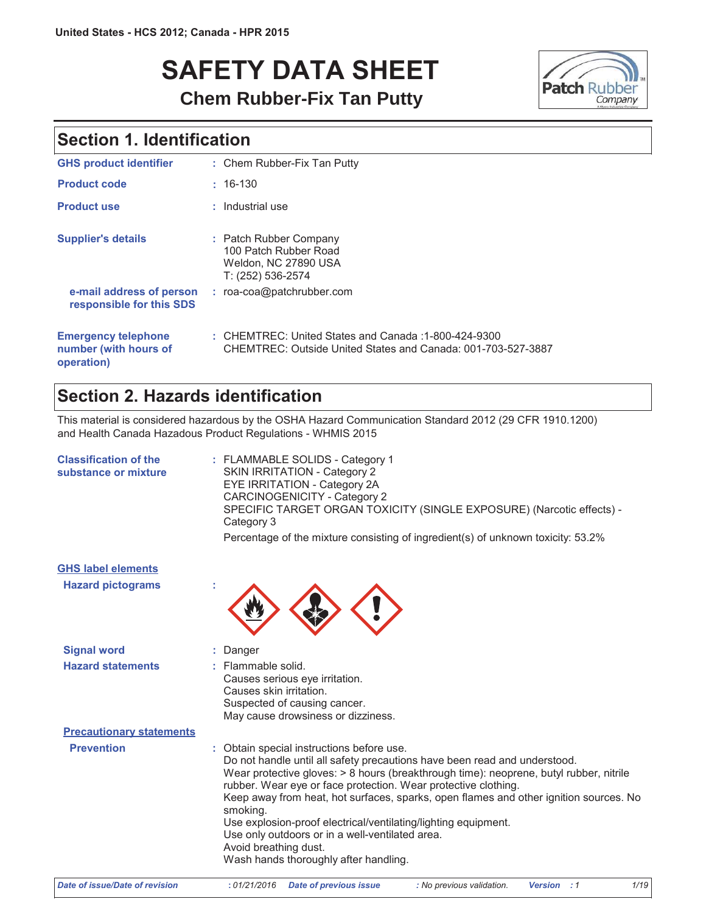United States - HCS 2012; Canada - HPR 2015

# SAFETY DATA SHEET

## Chem Rubber-Fix Tan Putty

## Section 1. Identification

**GHS product identifier** : Chem Rubber-Fix Tan Putty

**Product code** : 16-130

**Product use** : Industrial use

**Supplier's details** : Patch Rubber Company
100 Patch Rubber Road
Weldon, NC 27890 USA
T: (252) 536-2574

**e-mail address of person responsible for this SDS** : roa-coa@patchrubber.com

**Emergency telephone number (with hours of operation)** : CHEMTREC: United States and Canada :1-800-424-9300
CHEMTREC: Outside United States and Canada: 001-703-527-3887

## Section 2. Hazards identification

This material is considered hazardous by the OSHA Hazard Communication Standard 2012 (29 CFR 1910.1200) and Health Canada Hazadous Product Regulations - WHMIS 2015

**Classification of the substance or mixture** : FLAMMABLE SOLIDS - Category 1
SKIN IRRITATION - Category 2
EYE IRRITATION - Category 2A
CARCINOGENICITY - Category 2
SPECIFIC TARGET ORGAN TOXICITY (SINGLE EXPOSURE) (Narcotic effects) - Category 3

Percentage of the mixture consisting of ingredient(s) of unknown toxicity: 53.2%

**GHS label elements**

**Hazard pictograms** :

**Signal word** : Danger

**Hazard statements** : Flammable solid.
Causes serious eye irritation.
Causes skin irritation.
Suspected of causing cancer.
May cause drowsiness or dizziness.

**Precautionary statements**

**Prevention** : Obtain special instructions before use.
Do not handle until all safety precautions have been read and understood.
Wear protective gloves: > 8 hours (breakthrough time): neoprene, butyl rubber, nitrile rubber. Wear eye or face protection. Wear protective clothing.
Keep away from heat, hot surfaces, sparks, open flames and other ignition sources. No smoking.
Use explosion-proof electrical/ventilating/lighting equipment.
Use only outdoors or in a well-ventilated area.
Avoid breathing dust.
Wash hands thoroughly after handling.

*Date of issue/Date of revision* : 01/21/2016 *Date of previous issue* : No previous validation. *Version* : 1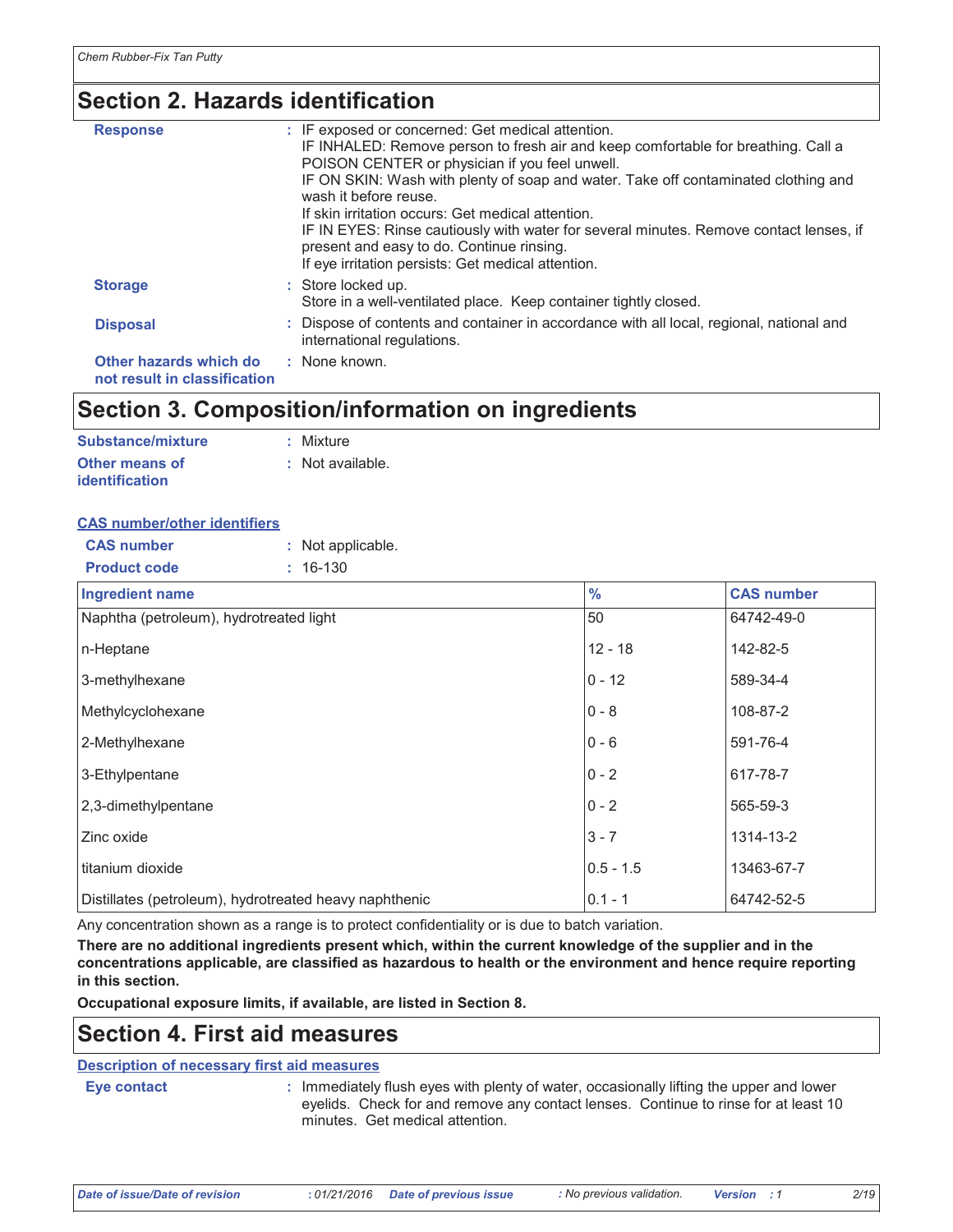## Section 2. Hazards identification

**Response** : IF exposed or concerned: Get medical attention.
IF INHALED: Remove person to fresh air and keep comfortable for breathing. Call a POISON CENTER or physician if you feel unwell.
IF ON SKIN: Wash with plenty of soap and water. Take off contaminated clothing and wash it before reuse.
If skin irritation occurs: Get medical attention.
IF IN EYES: Rinse cautiously with water for several minutes. Remove contact lenses, if present and easy to do. Continue rinsing.
If eye irritation persists: Get medical attention.

**Storage** : Store locked up.
Store in a well-ventilated place. Keep container tightly closed.

**Disposal** : Dispose of contents and container in accordance with all local, regional, national and international regulations.

**Other hazards which do not result in classification** : None known.

## Section 3. Composition/information on ingredients

**Substance/mixture** : Mixture

**Other means of identification** : Not available.

**CAS number/other identifiers**

**CAS number** : Not applicable.

**Product code** : 16-130

| Ingredient name | % | CAS number |
|---|---|---|
| Naphtha (petroleum), hydrotreated light | 50 | 64742-49-0 |
| n-Heptane | 12 - 18 | 142-82-5 |
| 3-methylhexane | 0 - 12 | 589-34-4 |
| Methylcyclohexane | 0 - 8 | 108-87-2 |
| 2-Methylhexane | 0 - 6 | 591-76-4 |
| 3-Ethylpentane | 0 - 2 | 617-78-7 |
| 2,3-dimethylpentane | 0 - 2 | 565-59-3 |
| Zinc oxide | 3 - 7 | 1314-13-2 |
| titanium dioxide | 0.5 - 1.5 | 13463-67-7 |
| Distillates (petroleum), hydrotreated heavy naphthenic | 0.1 - 1 | 64742-52-5 |

Any concentration shown as a range is to protect confidentiality or is due to batch variation.

**There are no additional ingredients present which, within the current knowledge of the supplier and in the concentrations applicable, are classified as hazardous to health or the environment and hence require reporting in this section.**

**Occupational exposure limits, if available, are listed in Section 8.**

## Section 4. First aid measures

**Description of necessary first aid measures**

**Eye contact** : Immediately flush eyes with plenty of water, occasionally lifting the upper and lower eyelids. Check for and remove any contact lenses. Continue to rinse for at least 10 minutes. Get medical attention.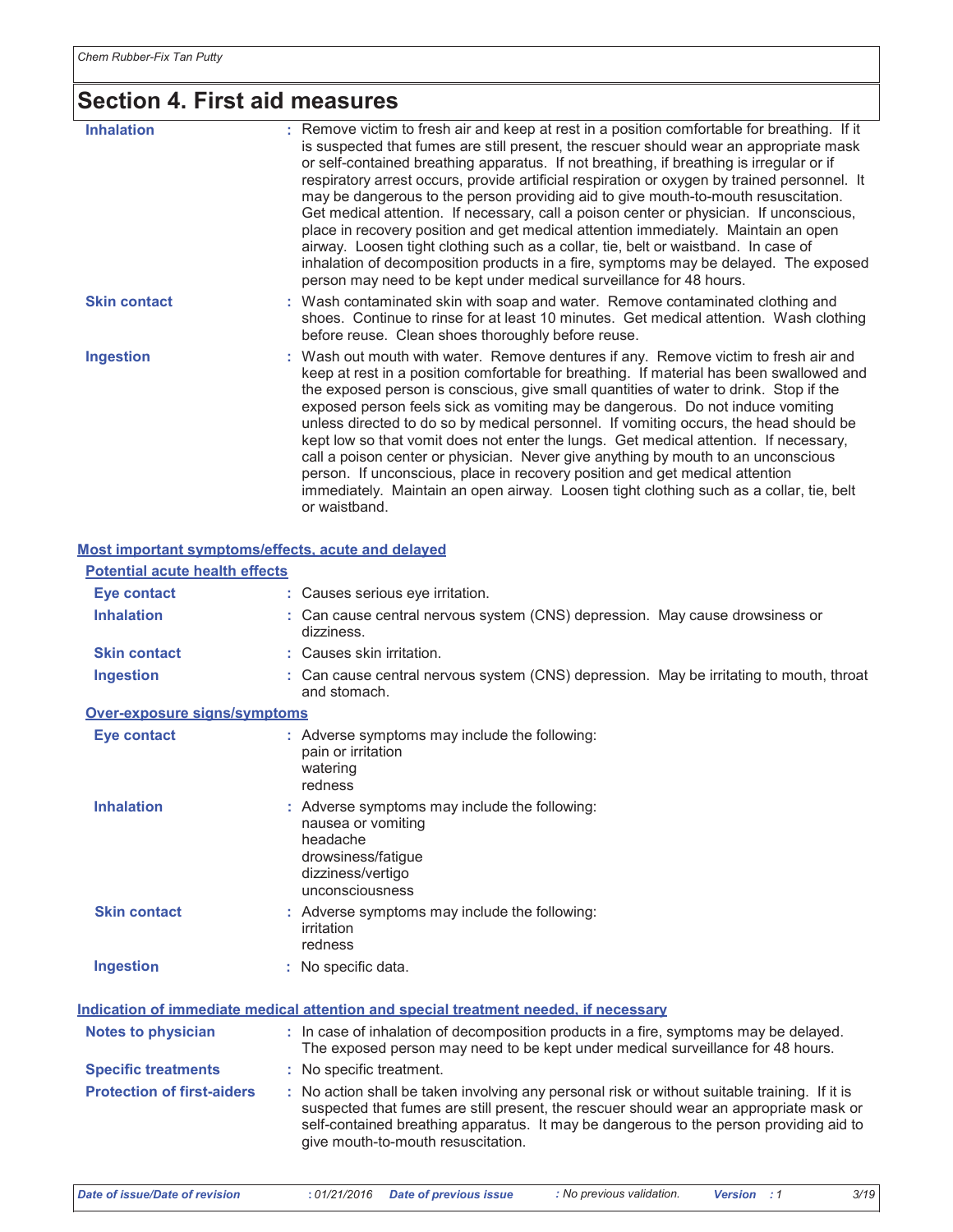## Section 4. First aid measures

| | |
|---|---|
| **Inhalation** | : Remove victim to fresh air and keep at rest in a position comfortable for breathing. If it is suspected that fumes are still present, the rescuer should wear an appropriate mask or self-contained breathing apparatus. If not breathing, if breathing is irregular or if respiratory arrest occurs, provide artificial respiration or oxygen by trained personnel. It may be dangerous to the person providing aid to give mouth-to-mouth resuscitation. Get medical attention. If necessary, call a poison center or physician. If unconscious, place in recovery position and get medical attention immediately. Maintain an open airway. Loosen tight clothing such as a collar, tie, belt or waistband. In case of inhalation of decomposition products in a fire, symptoms may be delayed. The exposed person may need to be kept under medical surveillance for 48 hours. |
| **Skin contact** | : Wash contaminated skin with soap and water. Remove contaminated clothing and shoes. Continue to rinse for at least 10 minutes. Get medical attention. Wash clothing before reuse. Clean shoes thoroughly before reuse. |
| **Ingestion** | : Wash out mouth with water. Remove dentures if any. Remove victim to fresh air and keep at rest in a position comfortable for breathing. If material has been swallowed and the exposed person is conscious, give small quantities of water to drink. Stop if the exposed person feels sick as vomiting may be dangerous. Do not induce vomiting unless directed to do so by medical personnel. If vomiting occurs, the head should be kept low so that vomit does not enter the lungs. Get medical attention. If necessary, call a poison center or physician. Never give anything by mouth to an unconscious person. If unconscious, place in recovery position and get medical attention immediately. Maintain an open airway. Loosen tight clothing such as a collar, tie, belt or waistband. |

### Most important symptoms/effects, acute and delayed

**Potential acute health effects**

| | |
|---|---|
| **Eye contact** | : Causes serious eye irritation. |
| **Inhalation** | : Can cause central nervous system (CNS) depression. May cause drowsiness or dizziness. |
| **Skin contact** | : Causes skin irritation. |
| **Ingestion** | : Can cause central nervous system (CNS) depression. May be irritating to mouth, throat and stomach. |

**Over-exposure signs/symptoms**

| | |
|---|---|
| **Eye contact** | : Adverse symptoms may include the following:<br>pain or irritation<br>watering<br>redness |
| **Inhalation** | : Adverse symptoms may include the following:<br>nausea or vomiting<br>headache<br>drowsiness/fatigue<br>dizziness/vertigo<br>unconsciousness |
| **Skin contact** | : Adverse symptoms may include the following:<br>irritation<br>redness |
| **Ingestion** | : No specific data. |

### Indication of immediate medical attention and special treatment needed, if necessary

| | |
|---|---|
| **Notes to physician** | : In case of inhalation of decomposition products in a fire, symptoms may be delayed. The exposed person may need to be kept under medical surveillance for 48 hours. |
| **Specific treatments** | : No specific treatment. |
| **Protection of first-aiders** | : No action shall be taken involving any personal risk or without suitable training. If it is suspected that fumes are still present, the rescuer should wear an appropriate mask or self-contained breathing apparatus. It may be dangerous to the person providing aid to give mouth-to-mouth resuscitation. |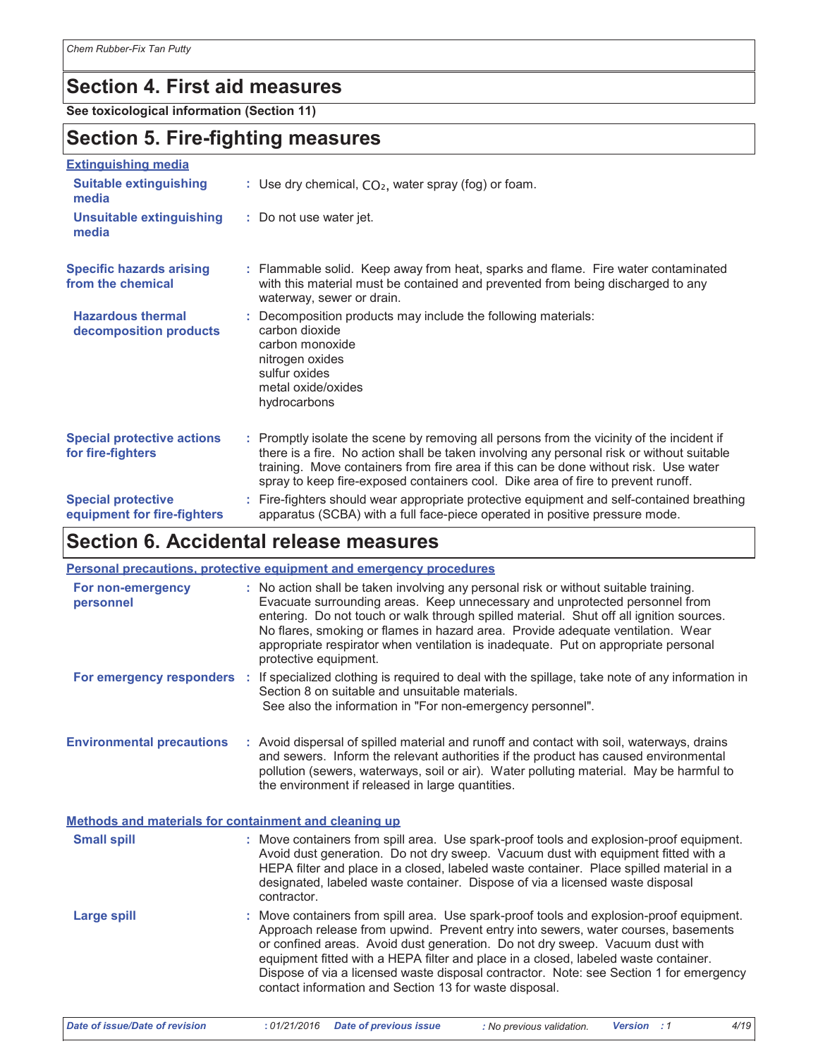# Section 4. First aid measures

**See toxicological information (Section 11)**

# Section 5. Fire-fighting measures

**Extinguishing media**

| | |
|---|---|
| **Suitable extinguishing media** | : Use dry chemical, $CO_2$, water spray (fog) or foam. |
| **Unsuitable extinguishing media** | : Do not use water jet. |
| **Specific hazards arising from the chemical** | : Flammable solid. Keep away from heat, sparks and flame. Fire water contaminated with this material must be contained and prevented from being discharged to any waterway, sewer or drain. |
| **Hazardous thermal decomposition products** | : Decomposition products may include the following materials:<br>carbon dioxide<br>carbon monoxide<br>nitrogen oxides<br>sulfur oxides<br>metal oxide/oxides<br>hydrocarbons |
| **Special protective actions for fire-fighters** | : Promptly isolate the scene by removing all persons from the vicinity of the incident if there is a fire. No action shall be taken involving any personal risk or without suitable training. Move containers from fire area if this can be done without risk. Use water spray to keep fire-exposed containers cool. Dike area of fire to prevent runoff. |
| **Special protective equipment for fire-fighters** | : Fire-fighters should wear appropriate protective equipment and self-contained breathing apparatus (SCBA) with a full face-piece operated in positive pressure mode. |

# Section 6. Accidental release measures

**Personal precautions, protective equipment and emergency procedures**

| | |
|---|---|
| **For non-emergency personnel** | : No action shall be taken involving any personal risk or without suitable training. Evacuate surrounding areas. Keep unnecessary and unprotected personnel from entering. Do not touch or walk through spilled material. Shut off all ignition sources. No flares, smoking or flames in hazard area. Provide adequate ventilation. Wear appropriate respirator when ventilation is inadequate. Put on appropriate personal protective equipment. |
| **For emergency responders** | : If specialized clothing is required to deal with the spillage, take note of any information in Section 8 on suitable and unsuitable materials.<br>See also the information in "For non-emergency personnel". |
| **Environmental precautions** | : Avoid dispersal of spilled material and runoff and contact with soil, waterways, drains and sewers. Inform the relevant authorities if the product has caused environmental pollution (sewers, waterways, soil or air). Water polluting material. May be harmful to the environment if released in large quantities. |

**Methods and materials for containment and cleaning up**

| | |
|---|---|
| **Small spill** | : Move containers from spill area. Use spark-proof tools and explosion-proof equipment. Avoid dust generation. Do not dry sweep. Vacuum dust with equipment fitted with a HEPA filter and place in a closed, labeled waste container. Place spilled material in a designated, labeled waste container. Dispose of via a licensed waste disposal contractor. |
| **Large spill** | : Move containers from spill area. Use spark-proof tools and explosion-proof equipment. Approach release from upwind. Prevent entry into sewers, water courses, basements or confined areas. Avoid dust generation. Do not dry sweep. Vacuum dust with equipment fitted with a HEPA filter and place in a closed, labeled waste container. Dispose of via a licensed waste disposal contractor. Note: see Section 1 for emergency contact information and Section 13 for waste disposal. |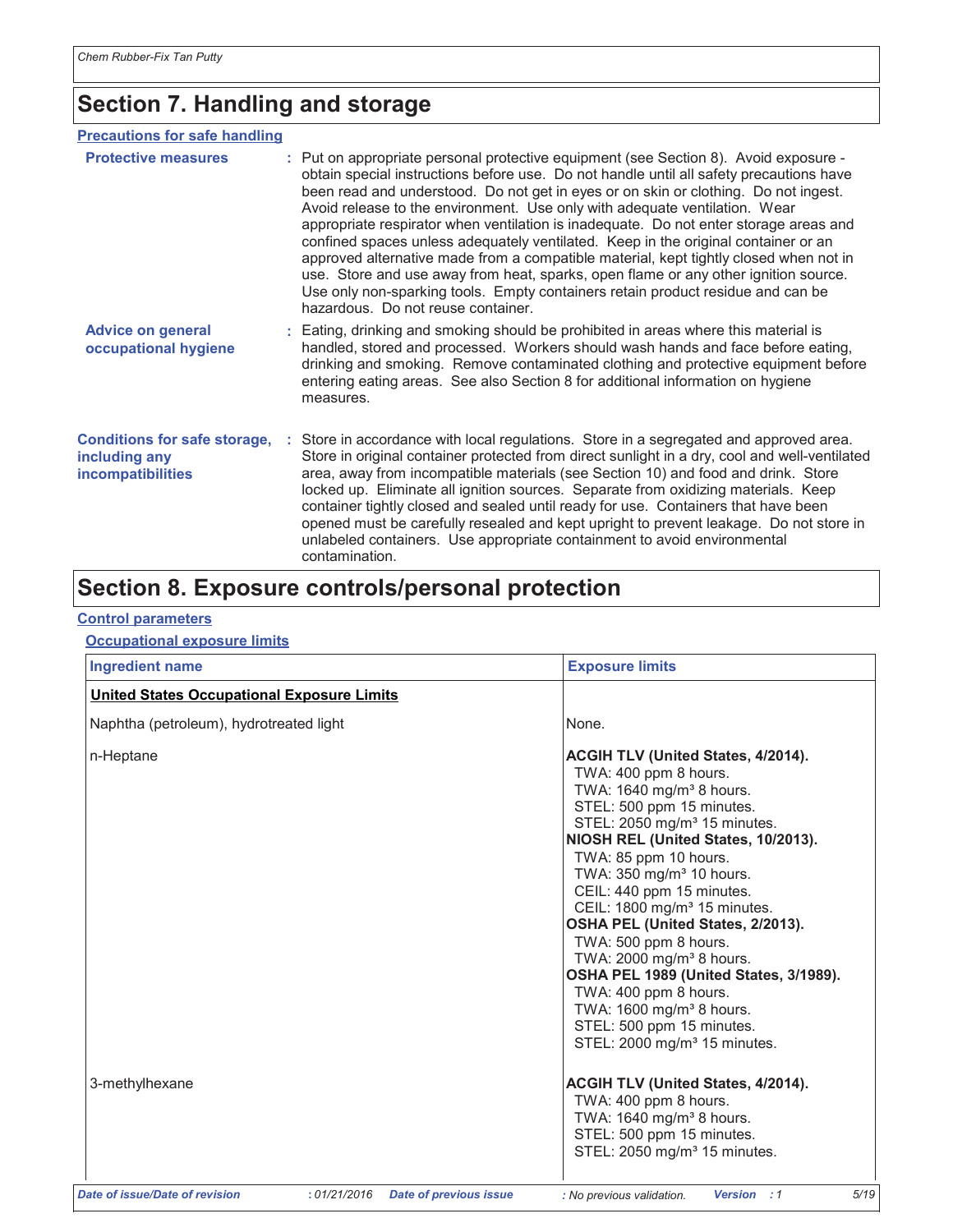# Section 7. Handling and storage

## Precautions for safe handling

**Protective measures** : Put on appropriate personal protective equipment (see Section 8). Avoid exposure - obtain special instructions before use. Do not handle until all safety precautions have been read and understood. Do not get in eyes or on skin or clothing. Do not ingest. Avoid release to the environment. Use only with adequate ventilation. Wear appropriate respirator when ventilation is inadequate. Do not enter storage areas and confined spaces unless adequately ventilated. Keep in the original container or an approved alternative made from a compatible material, kept tightly closed when not in use. Store and use away from heat, sparks, open flame or any other ignition source. Use only non-sparking tools. Empty containers retain product residue and can be hazardous. Do not reuse container.

**Advice on general occupational hygiene** : Eating, drinking and smoking should be prohibited in areas where this material is handled, stored and processed. Workers should wash hands and face before eating, drinking and smoking. Remove contaminated clothing and protective equipment before entering eating areas. See also Section 8 for additional information on hygiene measures.

**Conditions for safe storage, including any incompatibilities** : Store in accordance with local regulations. Store in a segregated and approved area. Store in original container protected from direct sunlight in a dry, cool and well-ventilated area, away from incompatible materials (see Section 10) and food and drink. Store locked up. Eliminate all ignition sources. Separate from oxidizing materials. Keep container tightly closed and sealed until ready for use. Containers that have been opened must be carefully resealed and kept upright to prevent leakage. Do not store in unlabeled containers. Use appropriate containment to avoid environmental contamination.

# Section 8. Exposure controls/personal protection

## Control parameters

### Occupational exposure limits

| Ingredient name | Exposure limits |
|---|---|
| **United States Occupational Exposure Limits** | |
| Naphtha (petroleum), hydrotreated light | None. |
| n-Heptane | **ACGIH TLV (United States, 4/2014).**<br>TWA: 400 ppm 8 hours.<br>TWA: 1640 mg/m³ 8 hours.<br>STEL: 500 ppm 15 minutes.<br>STEL: 2050 mg/m³ 15 minutes.<br>**NIOSH REL (United States, 10/2013).**<br>TWA: 85 ppm 10 hours.<br>TWA: 350 mg/m³ 10 hours.<br>CEIL: 440 ppm 15 minutes.<br>CEIL: 1800 mg/m³ 15 minutes.<br>**OSHA PEL (United States, 2/2013).**<br>TWA: 500 ppm 8 hours.<br>TWA: 2000 mg/m³ 8 hours.<br>**OSHA PEL 1989 (United States, 3/1989).**<br>TWA: 400 ppm 8 hours.<br>TWA: 1600 mg/m³ 8 hours.<br>STEL: 500 ppm 15 minutes.<br>STEL: 2000 mg/m³ 15 minutes. |
| 3-methylhexane | **ACGIH TLV (United States, 4/2014).**<br>TWA: 400 ppm 8 hours.<br>TWA: 1640 mg/m³ 8 hours.<br>STEL: 500 ppm 15 minutes.<br>STEL: 2050 mg/m³ 15 minutes. |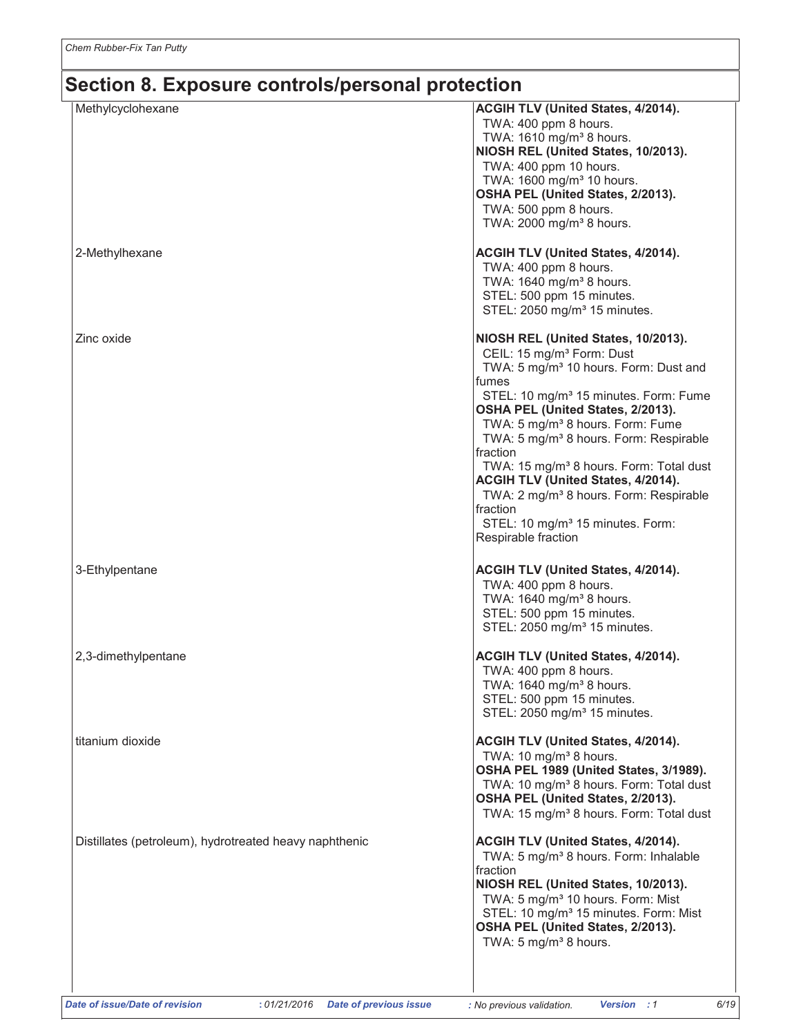## Section 8. Exposure controls/personal protection

| | |
|---|---|
| Methylcyclohexane | **ACGIH TLV (United States, 4/2014).**<br>TWA: 400 ppm 8 hours.<br>TWA: 1610 mg/m³ 8 hours.<br>**NIOSH REL (United States, 10/2013).**<br>TWA: 400 ppm 10 hours.<br>TWA: 1600 mg/m³ 10 hours.<br>**OSHA PEL (United States, 2/2013).**<br>TWA: 500 ppm 8 hours.<br>TWA: 2000 mg/m³ 8 hours. |
| 2-Methylhexane | **ACGIH TLV (United States, 4/2014).**<br>TWA: 400 ppm 8 hours.<br>TWA: 1640 mg/m³ 8 hours.<br>STEL: 500 ppm 15 minutes.<br>STEL: 2050 mg/m³ 15 minutes. |
| Zinc oxide | **NIOSH REL (United States, 10/2013).**<br>CEIL: 15 mg/m³ Form: Dust<br>TWA: 5 mg/m³ 10 hours. Form: Dust and fumes<br>STEL: 10 mg/m³ 15 minutes. Form: Fume<br>**OSHA PEL (United States, 2/2013).**<br>TWA: 5 mg/m³ 8 hours. Form: Fume<br>TWA: 5 mg/m³ 8 hours. Form: Respirable fraction<br>TWA: 15 mg/m³ 8 hours. Form: Total dust<br>**ACGIH TLV (United States, 4/2014).**<br>TWA: 2 mg/m³ 8 hours. Form: Respirable fraction<br>STEL: 10 mg/m³ 15 minutes. Form: Respirable fraction |
| 3-Ethylpentane | **ACGIH TLV (United States, 4/2014).**<br>TWA: 400 ppm 8 hours.<br>TWA: 1640 mg/m³ 8 hours.<br>STEL: 500 ppm 15 minutes.<br>STEL: 2050 mg/m³ 15 minutes. |
| 2,3-dimethylpentane | **ACGIH TLV (United States, 4/2014).**<br>TWA: 400 ppm 8 hours.<br>TWA: 1640 mg/m³ 8 hours.<br>STEL: 500 ppm 15 minutes.<br>STEL: 2050 mg/m³ 15 minutes. |
| titanium dioxide | **ACGIH TLV (United States, 4/2014).**<br>TWA: 10 mg/m³ 8 hours.<br>**OSHA PEL 1989 (United States, 3/1989).**<br>TWA: 10 mg/m³ 8 hours. Form: Total dust<br>**OSHA PEL (United States, 2/2013).**<br>TWA: 15 mg/m³ 8 hours. Form: Total dust |
| Distillates (petroleum), hydrotreated heavy naphthenic | **ACGIH TLV (United States, 4/2014).**<br>TWA: 5 mg/m³ 8 hours. Form: Inhalable fraction<br>**NIOSH REL (United States, 10/2013).**<br>TWA: 5 mg/m³ 10 hours. Form: Mist<br>STEL: 10 mg/m³ 15 minutes. Form: Mist<br>**OSHA PEL (United States, 2/2013).**<br>TWA: 5 mg/m³ 8 hours. |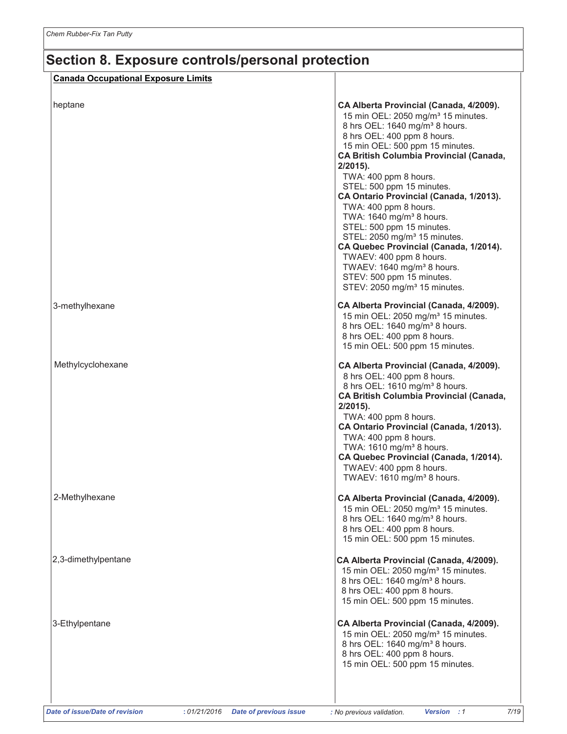## Section 8. Exposure controls/personal protection

**Canada Occupational Exposure Limits**

| | |
|---|---|
| heptane | **CA Alberta Provincial (Canada, 4/2009).**<br>15 min OEL: 2050 mg/m³ 15 minutes.<br>8 hrs OEL: 1640 mg/m³ 8 hours.<br>8 hrs OEL: 400 ppm 8 hours.<br>15 min OEL: 500 ppm 15 minutes.<br>**CA British Columbia Provincial (Canada, 2/2015).**<br>TWA: 400 ppm 8 hours.<br>STEL: 500 ppm 15 minutes.<br>**CA Ontario Provincial (Canada, 1/2013).**<br>TWA: 400 ppm 8 hours.<br>TWA: 1640 mg/m³ 8 hours.<br>STEL: 500 ppm 15 minutes.<br>STEL: 2050 mg/m³ 15 minutes.<br>**CA Quebec Provincial (Canada, 1/2014).**<br>TWAEV: 400 ppm 8 hours.<br>TWAEV: 1640 mg/m³ 8 hours.<br>STEV: 500 ppm 15 minutes.<br>STEV: 2050 mg/m³ 15 minutes. |
| 3-methylhexane | **CA Alberta Provincial (Canada, 4/2009).**<br>15 min OEL: 2050 mg/m³ 15 minutes.<br>8 hrs OEL: 1640 mg/m³ 8 hours.<br>8 hrs OEL: 400 ppm 8 hours.<br>15 min OEL: 500 ppm 15 minutes. |
| Methylcyclohexane | **CA Alberta Provincial (Canada, 4/2009).**<br>8 hrs OEL: 400 ppm 8 hours.<br>8 hrs OEL: 1610 mg/m³ 8 hours.<br>**CA British Columbia Provincial (Canada, 2/2015).**<br>TWA: 400 ppm 8 hours.<br>**CA Ontario Provincial (Canada, 1/2013).**<br>TWA: 400 ppm 8 hours.<br>TWA: 1610 mg/m³ 8 hours.<br>**CA Quebec Provincial (Canada, 1/2014).**<br>TWAEV: 400 ppm 8 hours.<br>TWAEV: 1610 mg/m³ 8 hours. |
| 2-Methylhexane | **CA Alberta Provincial (Canada, 4/2009).**<br>15 min OEL: 2050 mg/m³ 15 minutes.<br>8 hrs OEL: 1640 mg/m³ 8 hours.<br>8 hrs OEL: 400 ppm 8 hours.<br>15 min OEL: 500 ppm 15 minutes. |
| 2,3-dimethylpentane | **CA Alberta Provincial (Canada, 4/2009).**<br>15 min OEL: 2050 mg/m³ 15 minutes.<br>8 hrs OEL: 1640 mg/m³ 8 hours.<br>8 hrs OEL: 400 ppm 8 hours.<br>15 min OEL: 500 ppm 15 minutes. |
| 3-Ethylpentane | **CA Alberta Provincial (Canada, 4/2009).**<br>15 min OEL: 2050 mg/m³ 15 minutes.<br>8 hrs OEL: 1640 mg/m³ 8 hours.<br>8 hrs OEL: 400 ppm 8 hours.<br>15 min OEL: 500 ppm 15 minutes. |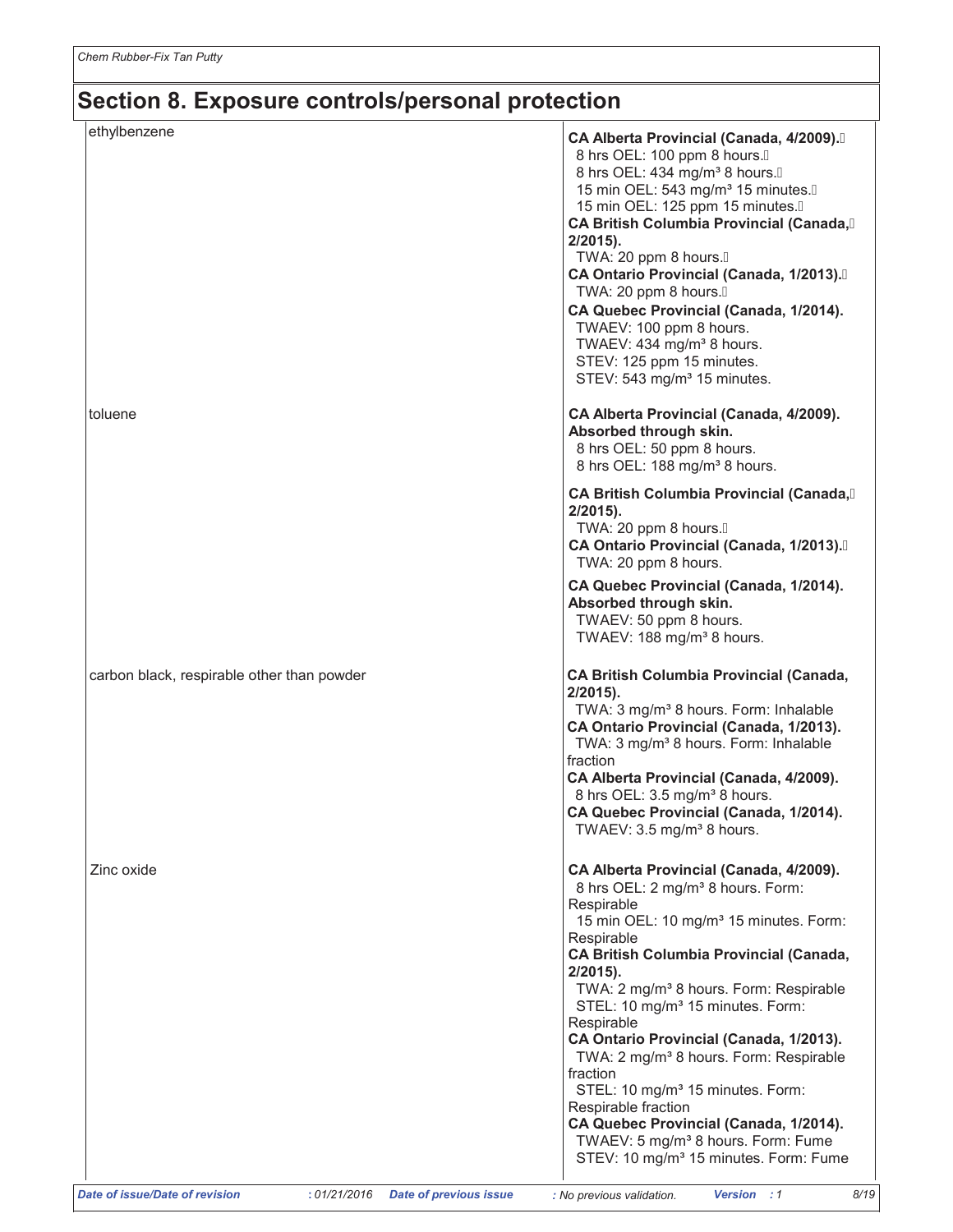## Section 8. Exposure controls/personal protection

| | |
|---|---|
| ethylbenzene | **CA Alberta Provincial (Canada, 4/2009).**<br>8 hrs OEL: 100 ppm 8 hours.<br>8 hrs OEL: 434 mg/m³ 8 hours.<br>15 min OEL: 543 mg/m³ 15 minutes.<br>15 min OEL: 125 ppm 15 minutes.<br>**CA British Columbia Provincial (Canada, 2/2015).**<br>TWA: 20 ppm 8 hours.<br>**CA Ontario Provincial (Canada, 1/2013).**<br>TWA: 20 ppm 8 hours.<br>**CA Quebec Provincial (Canada, 1/2014).**<br>TWAEV: 100 ppm 8 hours.<br>TWAEV: 434 mg/m³ 8 hours.<br>STEV: 125 ppm 15 minutes.<br>STEV: 543 mg/m³ 15 minutes. |
| toluene | **CA Alberta Provincial (Canada, 4/2009).**<br>**Absorbed through skin.**<br>8 hrs OEL: 50 ppm 8 hours.<br>8 hrs OEL: 188 mg/m³ 8 hours.<br>**CA British Columbia Provincial (Canada, 2/2015).**<br>TWA: 20 ppm 8 hours.<br>**CA Ontario Provincial (Canada, 1/2013).**<br>TWA: 20 ppm 8 hours.<br>**CA Quebec Provincial (Canada, 1/2014).**<br>**Absorbed through skin.**<br>TWAEV: 50 ppm 8 hours.<br>TWAEV: 188 mg/m³ 8 hours. |
| carbon black, respirable other than powder | **CA British Columbia Provincial (Canada, 2/2015).**<br>TWA: 3 mg/m³ 8 hours. Form: Inhalable<br>**CA Ontario Provincial (Canada, 1/2013).**<br>TWA: 3 mg/m³ 8 hours. Form: Inhalable fraction<br>**CA Alberta Provincial (Canada, 4/2009).**<br>8 hrs OEL: 3.5 mg/m³ 8 hours.<br>**CA Quebec Provincial (Canada, 1/2014).**<br>TWAEV: 3.5 mg/m³ 8 hours. |
| Zinc oxide | **CA Alberta Provincial (Canada, 4/2009).**<br>8 hrs OEL: 2 mg/m³ 8 hours. Form: Respirable<br>15 min OEL: 10 mg/m³ 15 minutes. Form: Respirable<br>**CA British Columbia Provincial (Canada, 2/2015).**<br>TWA: 2 mg/m³ 8 hours. Form: Respirable<br>STEL: 10 mg/m³ 15 minutes. Form: Respirable<br>**CA Ontario Provincial (Canada, 1/2013).**<br>TWA: 2 mg/m³ 8 hours. Form: Respirable fraction<br>STEL: 10 mg/m³ 15 minutes. Form: Respirable fraction<br>**CA Quebec Provincial (Canada, 1/2014).**<br>TWAEV: 5 mg/m³ 8 hours. Form: Fume<br>STEV: 10 mg/m³ 15 minutes. Form: Fume |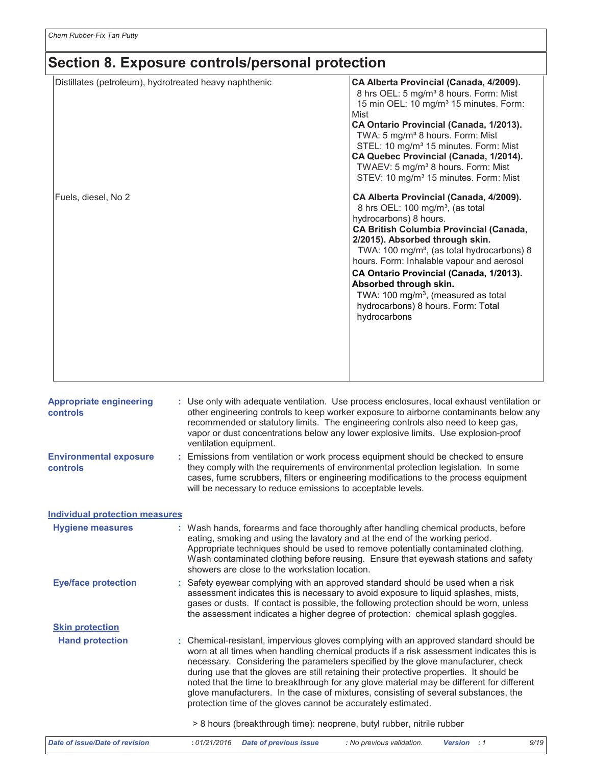# Section 8. Exposure controls/personal protection

| | |
|---|---|
| Distillates (petroleum), hydrotreated heavy naphthenic | **CA Alberta Provincial (Canada, 4/2009).**<br>8 hrs OEL: 5 mg/m³ 8 hours. Form: Mist<br>15 min OEL: 10 mg/m³ 15 minutes. Form: Mist<br>**CA Ontario Provincial (Canada, 1/2013).**<br>TWA: 5 mg/m³ 8 hours. Form: Mist<br>STEL: 10 mg/m³ 15 minutes. Form: Mist<br>**CA Quebec Provincial (Canada, 1/2014).**<br>TWAEV: 5 mg/m³ 8 hours. Form: Mist<br>STEV: 10 mg/m³ 15 minutes. Form: Mist |
| Fuels, diesel, No 2 | **CA Alberta Provincial (Canada, 4/2009).**<br>8 hrs OEL: 100 mg/m³, (as total hydrocarbons) 8 hours.<br>**CA British Columbia Provincial (Canada, 2/2015). Absorbed through skin.**<br>TWA: 100 mg/m³, (as total hydrocarbons) 8 hours. Form: Inhalable vapour and aerosol<br>**CA Ontario Provincial (Canada, 1/2013). Absorbed through skin.**<br>TWA: 100 mg/m³, (measured as total hydrocarbons) 8 hours. Form: Total hydrocarbons |

**Appropriate engineering controls** : Use only with adequate ventilation. Use process enclosures, local exhaust ventilation or other engineering controls to keep worker exposure to airborne contaminants below any recommended or statutory limits. The engineering controls also need to keep gas, vapor or dust concentrations below any lower explosive limits. Use explosion-proof ventilation equipment.

**Environmental exposure controls** : Emissions from ventilation or work process equipment should be checked to ensure they comply with the requirements of environmental protection legislation. In some cases, fume scrubbers, filters or engineering modifications to the process equipment will be necessary to reduce emissions to acceptable levels.

## Individual protection measures

**Hygiene measures** : Wash hands, forearms and face thoroughly after handling chemical products, before eating, smoking and using the lavatory and at the end of the working period. Appropriate techniques should be used to remove potentially contaminated clothing. Wash contaminated clothing before reusing. Ensure that eyewash stations and safety showers are close to the workstation location.

**Eye/face protection** : Safety eyewear complying with an approved standard should be used when a risk assessment indicates this is necessary to avoid exposure to liquid splashes, mists, gases or dusts. If contact is possible, the following protection should be worn, unless the assessment indicates a higher degree of protection: chemical splash goggles.

### Skin protection

**Hand protection** : Chemical-resistant, impervious gloves complying with an approved standard should be worn at all times when handling chemical products if a risk assessment indicates this is necessary. Considering the parameters specified by the glove manufacturer, check during use that the gloves are still retaining their protective properties. It should be noted that the time to breakthrough for any glove material may be different for different glove manufacturers. In the case of mixtures, consisting of several substances, the protection time of the gloves cannot be accurately estimated.

> 8 hours (breakthrough time): neoprene, butyl rubber, nitrile rubber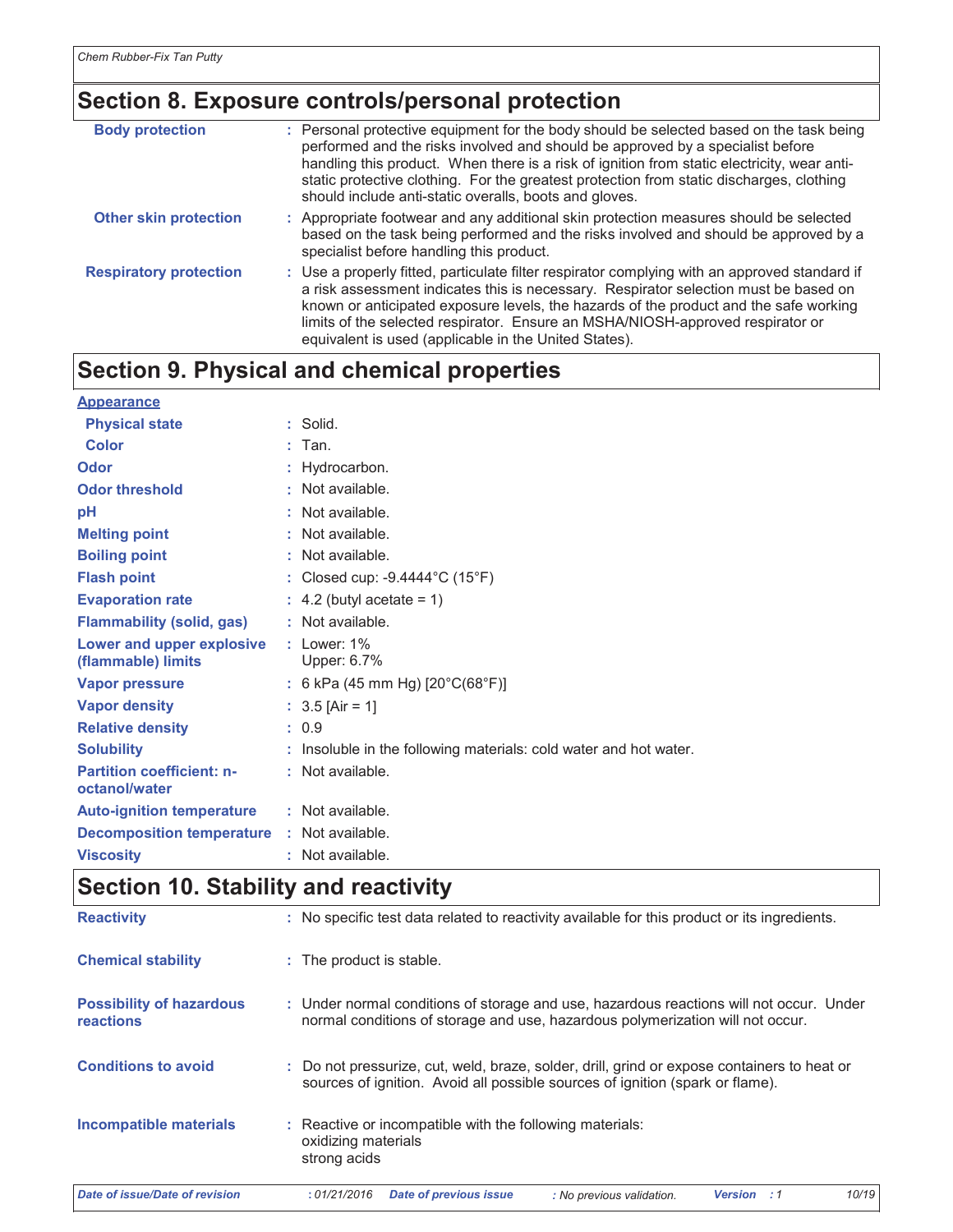## Section 8. Exposure controls/personal protection

| | |
|---|---|
| **Body protection** | : Personal protective equipment for the body should be selected based on the task being performed and the risks involved and should be approved by a specialist before handling this product. When there is a risk of ignition from static electricity, wear anti-static protective clothing. For the greatest protection from static discharges, clothing should include anti-static overalls, boots and gloves. |
| **Other skin protection** | : Appropriate footwear and any additional skin protection measures should be selected based on the task being performed and the risks involved and should be approved by a specialist before handling this product. |
| **Respiratory protection** | : Use a properly fitted, particulate filter respirator complying with an approved standard if a risk assessment indicates this is necessary. Respirator selection must be based on known or anticipated exposure levels, the hazards of the product and the safe working limits of the selected respirator. Ensure an MSHA/NIOSH-approved respirator or equivalent is used (applicable in the United States). |

## Section 9. Physical and chemical properties

**Appearance**

| | |
|---|---|
| **Physical state** | : Solid. |
| **Color** | : Tan. |
| **Odor** | : Hydrocarbon. |
| **Odor threshold** | : Not available. |
| **pH** | : Not available. |
| **Melting point** | : Not available. |
| **Boiling point** | : Not available. |
| **Flash point** | : Closed cup: -9.4444°C (15°F) |
| **Evaporation rate** | : 4.2 (butyl acetate = 1) |
| **Flammability (solid, gas)** | : Not available. |
| **Lower and upper explosive (flammable) limits** | : Lower: 1%<br>Upper: 6.7% |
| **Vapor pressure** | : 6 kPa (45 mm Hg) [20°C(68°F)] |
| **Vapor density** | : 3.5 [Air = 1] |
| **Relative density** | : 0.9 |
| **Solubility** | : Insoluble in the following materials: cold water and hot water. |
| **Partition coefficient: n-octanol/water** | : Not available. |
| **Auto-ignition temperature** | : Not available. |
| **Decomposition temperature** | : Not available. |
| **Viscosity** | : Not available. |

## Section 10. Stability and reactivity

| | |
|---|---|
| **Reactivity** | : No specific test data related to reactivity available for this product or its ingredients. |
| **Chemical stability** | : The product is stable. |
| **Possibility of hazardous reactions** | : Under normal conditions of storage and use, hazardous reactions will not occur. Under normal conditions of storage and use, hazardous polymerization will not occur. |
| **Conditions to avoid** | : Do not pressurize, cut, weld, braze, solder, drill, grind or expose containers to heat or sources of ignition. Avoid all possible sources of ignition (spark or flame). |
| **Incompatible materials** | : Reactive or incompatible with the following materials:<br>oxidizing materials<br>strong acids |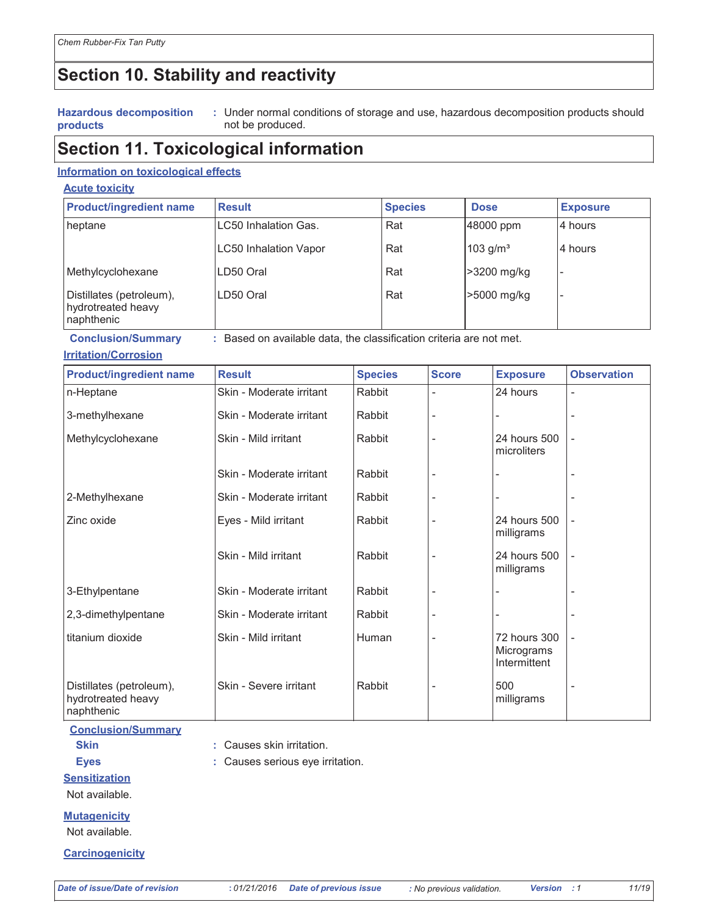## Section 10. Stability and reactivity

**Hazardous decomposition products** : Under normal conditions of storage and use, hazardous decomposition products should not be produced.

## Section 11. Toxicological information

### Information on toxicological effects

#### Acute toxicity

| Product/ingredient name | Result | Species | Dose | Exposure |
|---|---|---|---|---|
| heptane | LC50 Inhalation Gas. | Rat | 48000 ppm | 4 hours |
| | LC50 Inhalation Vapor | Rat | 103 g/m³ | 4 hours |
| Methylcyclohexane | LD50 Oral | Rat | >3200 mg/kg | - |
| Distillates (petroleum), hydrotreated heavy naphthenic | LD50 Oral | Rat | >5000 mg/kg | - |

**Conclusion/Summary** : Based on available data, the classification criteria are not met.

#### Irritation/Corrosion

| Product/ingredient name | Result | Species | Score | Exposure | Observation |
|---|---|---|---|---|---|
| n-Heptane | Skin - Moderate irritant | Rabbit | - | 24 hours | - |
| 3-methylhexane | Skin - Moderate irritant | Rabbit | - | - | - |
| Methylcyclohexane | Skin - Mild irritant | Rabbit | - | 24 hours 500 microliters | - |
| | Skin - Moderate irritant | Rabbit | - | - | - |
| 2-Methylhexane | Skin - Moderate irritant | Rabbit | - | - | - |
| Zinc oxide | Eyes - Mild irritant | Rabbit | - | 24 hours 500 milligrams | - |
| | Skin - Mild irritant | Rabbit | - | 24 hours 500 milligrams | - |
| 3-Ethylpentane | Skin - Moderate irritant | Rabbit | - | - | - |
| 2,3-dimethylpentane | Skin - Moderate irritant | Rabbit | - | - | - |
| titanium dioxide | Skin - Mild irritant | Human | - | 72 hours 300 Micrograms Intermittent | - |
| Distillates (petroleum), hydrotreated heavy naphthenic | Skin - Severe irritant | Rabbit | - | 500 milligrams | - |

**Conclusion/Summary**

**Skin** : Causes skin irritation.

**Eyes** : Causes serious eye irritation.

#### Sensitization

Not available.

#### Mutagenicity

Not available.

#### Carcinogenicity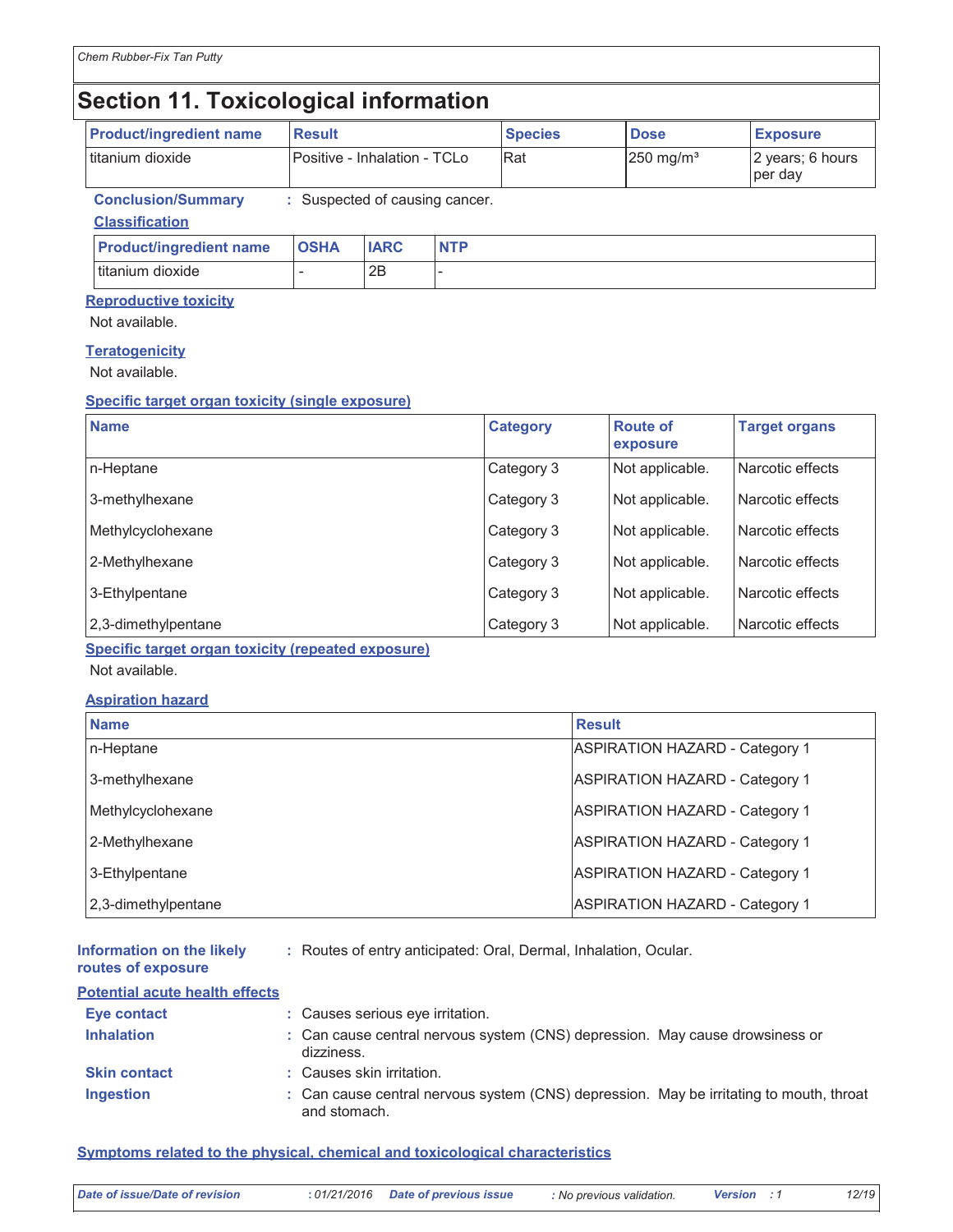## Section 11. Toxicological information

| Product/ingredient name | Result | Species | Dose | Exposure |
|---|---|---|---|---|
| titanium dioxide | Positive - Inhalation - TCLo | Rat | 250 mg/m³ | 2 years; 6 hours per day |

**Conclusion/Summary** : Suspected of causing cancer.

**Classification**

| Product/ingredient name | OSHA | IARC | NTP |
|---|---|---|---|
| titanium dioxide | - | 2B | - |

**Reproductive toxicity**

Not available.

**Teratogenicity**

Not available.

**Specific target organ toxicity (single exposure)**

| Name | Category | Route of exposure | Target organs |
|---|---|---|---|
| n-Heptane | Category 3 | Not applicable. | Narcotic effects |
| 3-methylhexane | Category 3 | Not applicable. | Narcotic effects |
| Methylcyclohexane | Category 3 | Not applicable. | Narcotic effects |
| 2-Methylhexane | Category 3 | Not applicable. | Narcotic effects |
| 3-Ethylpentane | Category 3 | Not applicable. | Narcotic effects |
| 2,3-dimethylpentane | Category 3 | Not applicable. | Narcotic effects |

**Specific target organ toxicity (repeated exposure)**

Not available.

**Aspiration hazard**

| Name | Result |
|---|---|
| n-Heptane | ASPIRATION HAZARD - Category 1 |
| 3-methylhexane | ASPIRATION HAZARD - Category 1 |
| Methylcyclohexane | ASPIRATION HAZARD - Category 1 |
| 2-Methylhexane | ASPIRATION HAZARD - Category 1 |
| 3-Ethylpentane | ASPIRATION HAZARD - Category 1 |
| 2,3-dimethylpentane | ASPIRATION HAZARD - Category 1 |

**Information on the likely routes of exposure** : Routes of entry anticipated: Oral, Dermal, Inhalation, Ocular.

**Potential acute health effects**

**Eye contact** : Causes serious eye irritation.

**Inhalation** : Can cause central nervous system (CNS) depression. May cause drowsiness or dizziness.

**Skin contact** : Causes skin irritation.

**Ingestion** : Can cause central nervous system (CNS) depression. May be irritating to mouth, throat and stomach.

**Symptoms related to the physical, chemical and toxicological characteristics**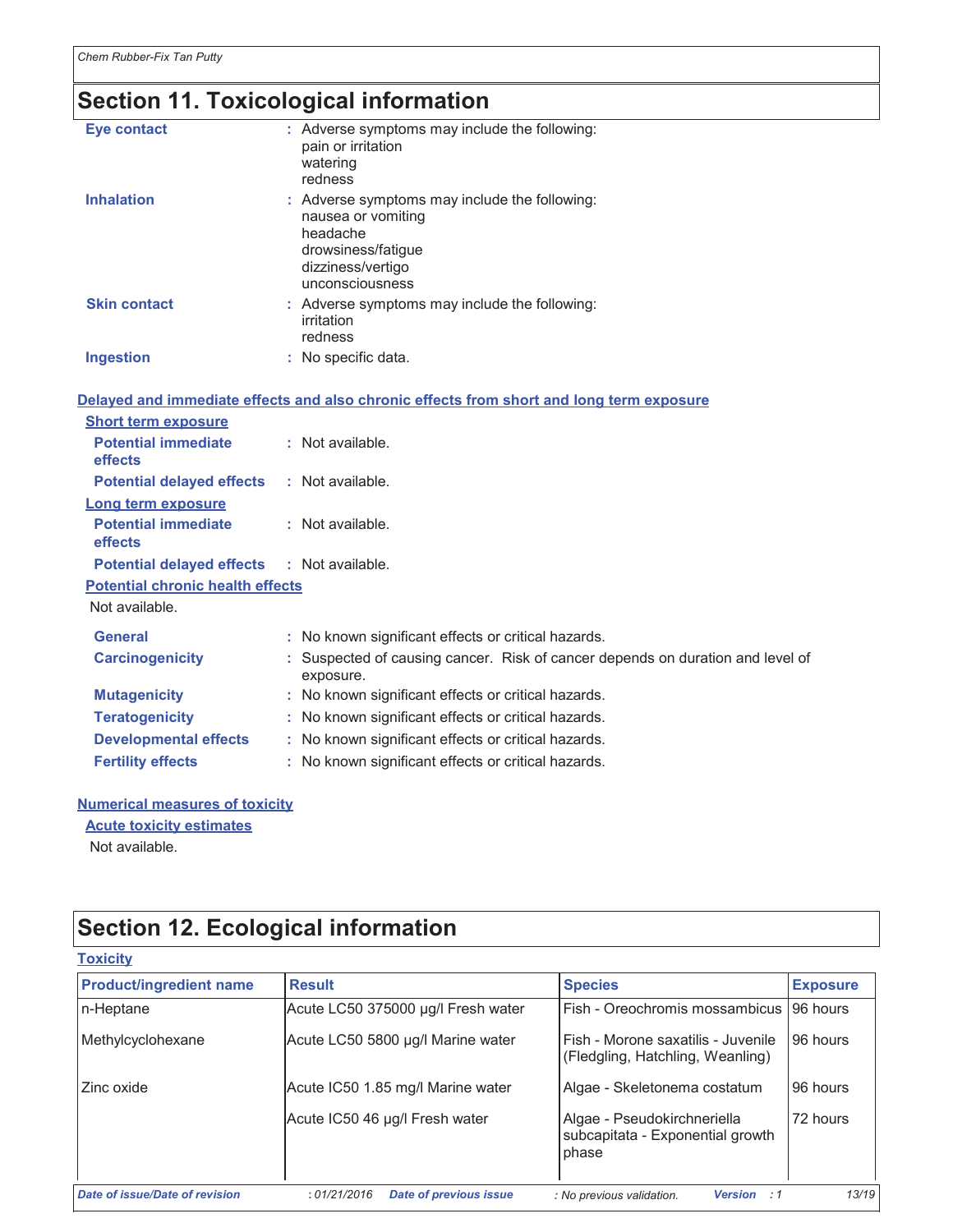## Section 11. Toxicological information

**Eye contact** : Adverse symptoms may include the following:
pain or irritation
watering
redness

**Inhalation** : Adverse symptoms may include the following:
nausea or vomiting
headache
drowsiness/fatigue
dizziness/vertigo
unconsciousness

**Skin contact** : Adverse symptoms may include the following:
irritation
redness

**Ingestion** : No specific data.

### Delayed and immediate effects and also chronic effects from short and long term exposure

**Short term exposure**

**Potential immediate effects** : Not available.

**Potential delayed effects** : Not available.

**Long term exposure**

**Potential immediate effects** : Not available.

**Potential delayed effects** : Not available.

**Potential chronic health effects**

Not available.

**General** : No known significant effects or critical hazards.

**Carcinogenicity** : Suspected of causing cancer. Risk of cancer depends on duration and level of exposure.

**Mutagenicity** : No known significant effects or critical hazards.

**Teratogenicity** : No known significant effects or critical hazards.

**Developmental effects** : No known significant effects or critical hazards.

**Fertility effects** : No known significant effects or critical hazards.

### Numerical measures of toxicity

**Acute toxicity estimates**

Not available.

## Section 12. Ecological information

### Toxicity

| Product/ingredient name | Result | Species | Exposure |
|---|---|---|---|
| n-Heptane | Acute LC50 375000 µg/l Fresh water | Fish - Oreochromis mossambicus | 96 hours |
| Methylcyclohexane | Acute LC50 5800 µg/l Marine water | Fish - Morone saxatilis - Juvenile (Fledgling, Hatchling, Weanling) | 96 hours |
| Zinc oxide | Acute IC50 1.85 mg/l Marine water | Algae - Skeletonema costatum | 96 hours |
| | Acute IC50 46 µg/l Fresh water | Algae - Pseudokirchneriella subcapitata - Exponential growth phase | 72 hours |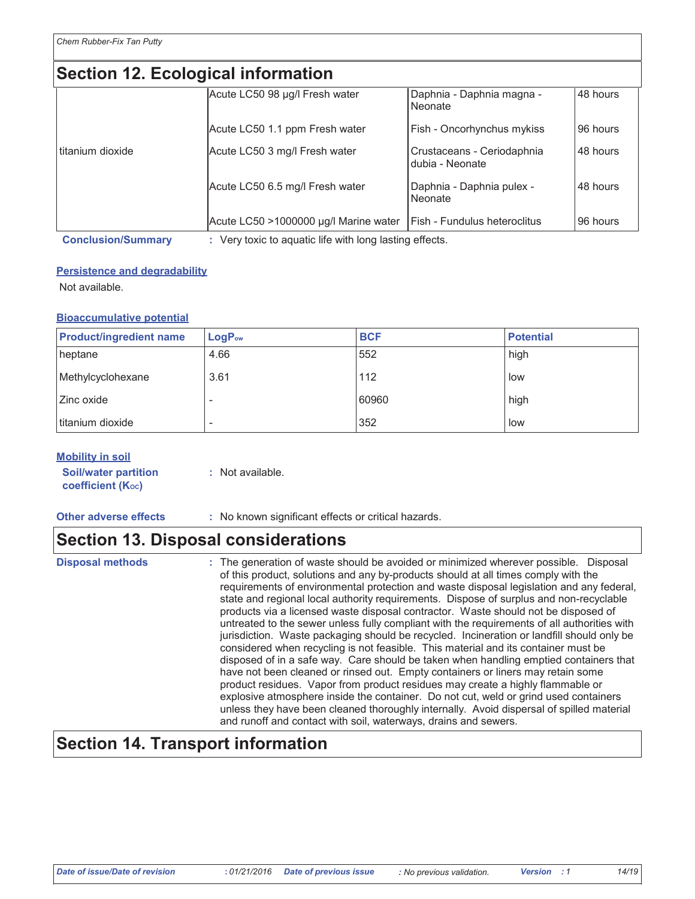## Section 12. Ecological information

| | | | |
|---|---|---|---|
| | Acute LC50 98 µg/l Fresh water | Daphnia - Daphnia magna - Neonate | 48 hours |
| | Acute LC50 1.1 ppm Fresh water | Fish - Oncorhynchus mykiss | 96 hours |
| titanium dioxide | Acute LC50 3 mg/l Fresh water | Crustaceans - Ceriodaphnia dubia - Neonate | 48 hours |
| | Acute LC50 6.5 mg/l Fresh water | Daphnia - Daphnia pulex - Neonate | 48 hours |
| | Acute LC50 >1000000 µg/l Marine water | Fish - Fundulus heteroclitus | 96 hours |

**Conclusion/Summary** : Very toxic to aquatic life with long lasting effects.

### Persistence and degradability

Not available.

### Bioaccumulative potential

| Product/ingredient name | $LogP_{ow}$ | BCF | Potential |
|---|---|---|---|
| heptane | 4.66 | 552 | high |
| Methylcyclohexane | 3.61 | 112 | low |
| Zinc oxide | - | 60960 | high |
| titanium dioxide | - | 352 | low |

### Mobility in soil

**Soil/water partition coefficient ($K_{OC}$)** : Not available.

**Other adverse effects** : No known significant effects or critical hazards.

## Section 13. Disposal considerations

**Disposal methods** : The generation of waste should be avoided or minimized wherever possible. Disposal of this product, solutions and any by-products should at all times comply with the requirements of environmental protection and waste disposal legislation and any federal, state and regional local authority requirements. Dispose of surplus and non-recyclable products via a licensed waste disposal contractor. Waste should not be disposed of untreated to the sewer unless fully compliant with the requirements of all authorities with jurisdiction. Waste packaging should be recycled. Incineration or landfill should only be considered when recycling is not feasible. This material and its container must be disposed of in a safe way. Care should be taken when handling emptied containers that have not been cleaned or rinsed out. Empty containers or liners may retain some product residues. Vapor from product residues may create a highly flammable or explosive atmosphere inside the container. Do not cut, weld or grind used containers unless they have been cleaned thoroughly internally. Avoid dispersal of spilled material and runoff and contact with soil, waterways, drains and sewers.

## Section 14. Transport information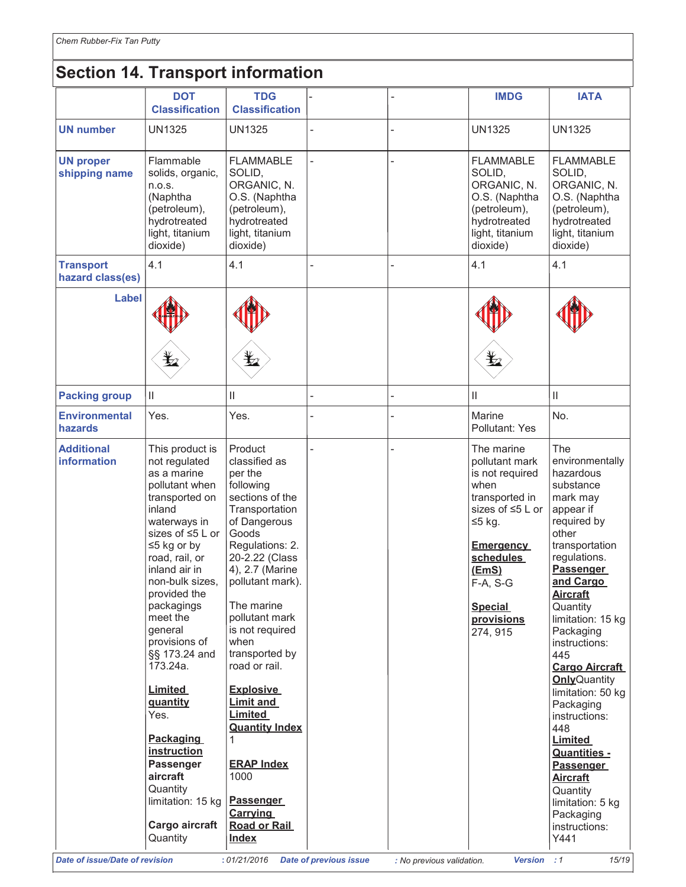## Section 14. Transport information

|  | DOT Classification | TDG Classification | - | - | IMDG | IATA |
|---|---|---|---|---|---|---|
| **UN number** | UN1325 | UN1325 | - | - | UN1325 | UN1325 |
| **UN proper shipping name** | Flammable solids, organic, n.o.s. (Naphtha (petroleum), hydrotreated light, titanium dioxide) | FLAMMABLE SOLID, ORGANIC, N. O.S. (Naphtha (petroleum), hydrotreated light, titanium dioxide) | - | - | FLAMMABLE SOLID, ORGANIC, N. O.S. (Naphtha (petroleum), hydrotreated light, titanium dioxide) | FLAMMABLE SOLID, ORGANIC, N. O.S. (Naphtha (petroleum), hydrotreated light, titanium dioxide) |
| **Transport hazard class(es)** | 4.1 | 4.1 | - | - | 4.1 | 4.1 |
| **Label** |  |  |  |  |  |  |
| **Packing group** | II | II | - | - | II | II |
| **Environmental hazards** | Yes. | Yes. | - | - | Marine Pollutant: Yes | No. |
| **Additional information** | This product is not regulated as a marine pollutant when transported on inland waterways in sizes of ≤5 L or ≤5 kg or by road, rail, or inland air in non-bulk sizes, provided the packagings meet the general provisions of §§ 173.24 and 173.24a.<br><br>**Limited quantity** Yes.<br><br>**Packaging instruction** **Passenger aircraft** Quantity limitation: 15 kg<br><br>**Cargo aircraft** Quantity | Product classified as per the following sections of the Transportation of Dangerous Goods Regulations: 2. 20-2.22 (Class 4), 2.7 (Marine pollutant mark).<br><br>The marine pollutant mark is not required when transported by road or rail.<br><br>**Explosive Limit and Limited Quantity Index** 1<br><br>**ERAP Index** 1000<br><br>**Passenger Carrying Road or Rail Index** | - | - | The marine pollutant mark is not required when transported in sizes of ≤5 L or ≤5 kg.<br><br>**Emergency schedules (EmS)** F-A, S-G<br><br>**Special provisions** 274, 915 | The environmentally hazardous substance mark may appear if required by other transportation regulations.<br>**Passenger and Cargo Aircraft** Quantity limitation: 15 kg Packaging instructions: 445<br>**Cargo Aircraft Only** Quantity limitation: 50 kg Packaging instructions: 448<br>**Limited Quantities - Passenger Aircraft** Quantity limitation: 5 kg Packaging instructions: Y441 |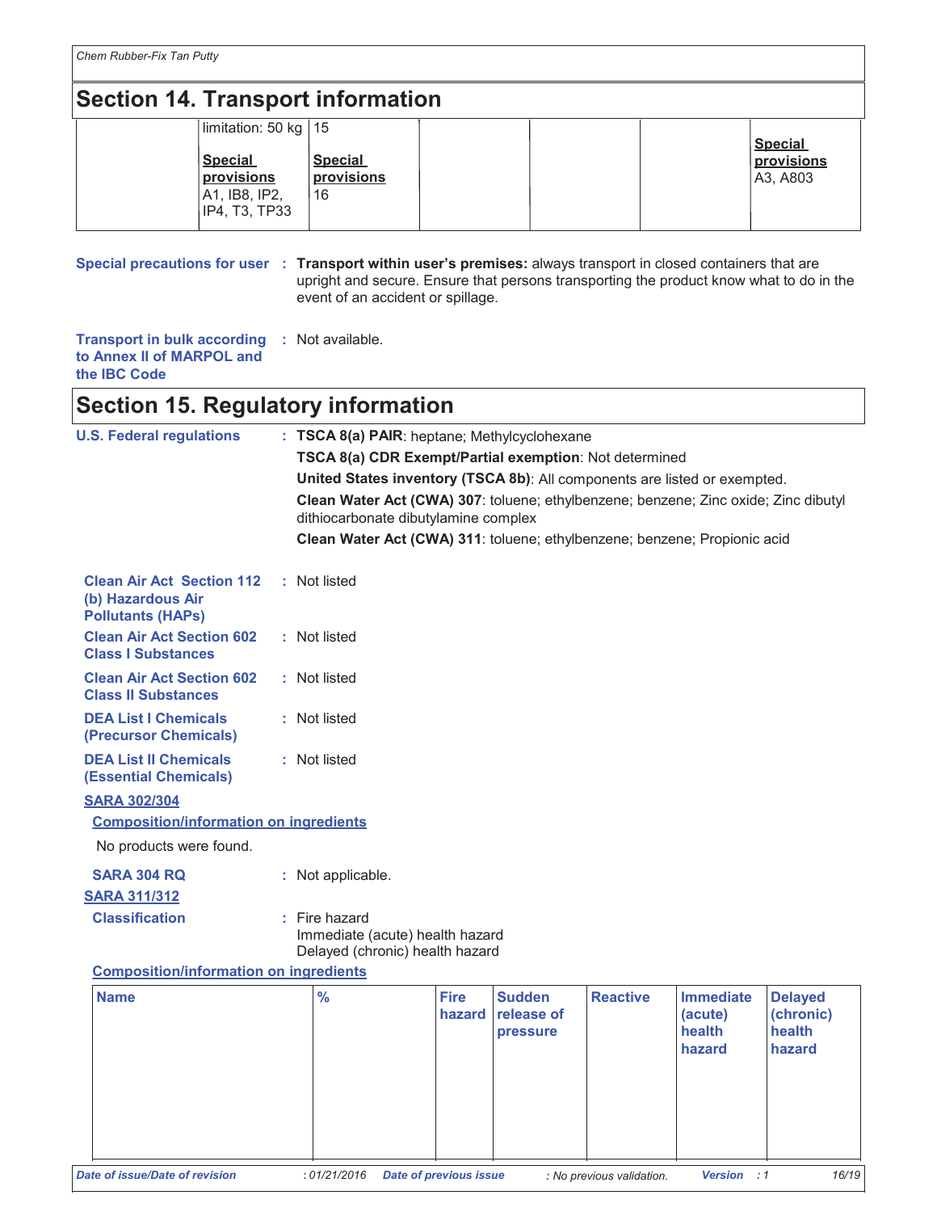## Section 14. Transport information

| | | | | | | |
|---|---|---|---|---|---|---|
| | limitation: 50 kg<br><br>**Special provisions**<br>A1, IB8, IP2, IP4, T3, TP33 | 15<br><br>**Special provisions**<br>16 | | | | **Special provisions**<br>A3, A803 |

**Special precautions for user** : **Transport within user's premises:** always transport in closed containers that are upright and secure. Ensure that persons transporting the product know what to do in the event of an accident or spillage.

**Transport in bulk according to Annex II of MARPOL and the IBC Code** : Not available.

## Section 15. Regulatory information

**U.S. Federal regulations** : **TSCA 8(a) PAIR**: heptane; Methylcyclohexane

**TSCA 8(a) CDR Exempt/Partial exemption**: Not determined

**United States inventory (TSCA 8b)**: All components are listed or exempted.

**Clean Water Act (CWA) 307**: toluene; ethylbenzene; benzene; Zinc oxide; Zinc dibutyl dithiocarbonate dibutylamine complex

**Clean Water Act (CWA) 311**: toluene; ethylbenzene; benzene; Propionic acid

**Clean Air Act Section 112 (b) Hazardous Air Pollutants (HAPs)** : Not listed

**Clean Air Act Section 602 Class I Substances** : Not listed

**Clean Air Act Section 602 Class II Substances** : Not listed

**DEA List I Chemicals (Precursor Chemicals)** : Not listed

**DEA List II Chemicals (Essential Chemicals)** : Not listed

**SARA 302/304**

**Composition/information on ingredients**

No products were found.

**SARA 304 RQ** : Not applicable.

**SARA 311/312**

**Classification** : Fire hazard
Immediate (acute) health hazard
Delayed (chronic) health hazard

**Composition/information on ingredients**

| Name | % | Fire hazard | Sudden release of pressure | Reactive | Immediate (acute) health hazard | Delayed (chronic) health hazard |
|---|---|---|---|---|---|---|
| | | | | | | |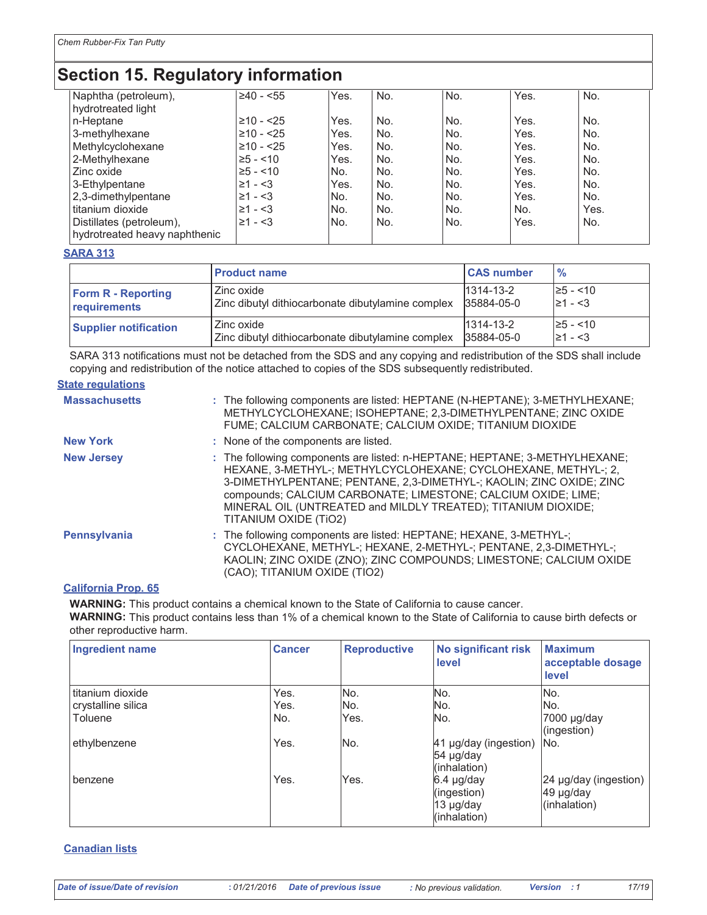# Section 15. Regulatory information

| | | | | | | |
|---|---|---|---|---|---|---|
| Naphtha (petroleum), hydrotreated light | ≥40 - <55 | Yes. | No. | No. | Yes. | No. |
| n-Heptane | ≥10 - <25 | Yes. | No. | No. | Yes. | No. |
| 3-methylhexane | ≥10 - <25 | Yes. | No. | No. | Yes. | No. |
| Methylcyclohexane | ≥10 - <25 | Yes. | No. | No. | Yes. | No. |
| 2-Methylhexane | ≥5 - <10 | Yes. | No. | No. | Yes. | No. |
| Zinc oxide | ≥5 - <10 | No. | No. | No. | Yes. | No. |
| 3-Ethylpentane | ≥1 - <3 | Yes. | No. | No. | Yes. | No. |
| 2,3-dimethylpentane | ≥1 - <3 | No. | No. | No. | Yes. | No. |
| titanium dioxide | ≥1 - <3 | No. | No. | No. | No. | Yes. |
| Distillates (petroleum), hydrotreated heavy naphthenic | ≥1 - <3 | No. | No. | No. | Yes. | No. |

**SARA 313**

| | Product name | CAS number | % |
|---|---|---|---|
| **Form R - Reporting requirements** | Zinc oxide<br>Zinc dibutyl dithiocarbonate dibutylamine complex | 1314-13-2<br>35884-05-0 | ≥5 - <10<br>≥1 - <3 |
| **Supplier notification** | Zinc oxide<br>Zinc dibutyl dithiocarbonate dibutylamine complex | 1314-13-2<br>35884-05-0 | ≥5 - <10<br>≥1 - <3 |

SARA 313 notifications must not be detached from the SDS and any copying and redistribution of the SDS shall include copying and redistribution of the notice attached to copies of the SDS subsequently redistributed.

**State regulations**

**Massachusetts** : The following components are listed: HEPTANE (N-HEPTANE); 3-METHYLHEXANE; METHYLCYCLOHEXANE; ISOHEPTANE; 2,3-DIMETHYLPENTANE; ZINC OXIDE FUME; CALCIUM CARBONATE; CALCIUM OXIDE; TITANIUM DIOXIDE

**New York** : None of the components are listed.

**New Jersey** : The following components are listed: n-HEPTANE; HEPTANE; 3-METHYLHEXANE; HEXANE, 3-METHYL-; METHYLCYCLOHEXANE; CYCLOHEXANE, METHYL-; 2, 3-DIMETHYLPENTANE; PENTANE, 2,3-DIMETHYL-; KAOLIN; ZINC OXIDE; ZINC compounds; CALCIUM CARBONATE; LIMESTONE; CALCIUM OXIDE; LIME; MINERAL OIL (UNTREATED and MILDLY TREATED); TITANIUM DIOXIDE; TITANIUM OXIDE (TiO2)

**Pennsylvania** : The following components are listed: HEPTANE; HEXANE, 3-METHYL-; CYCLOHEXANE, METHYL-; HEXANE, 2-METHYL-; PENTANE, 2,3-DIMETHYL-; KAOLIN; ZINC OXIDE (ZNO); ZINC COMPOUNDS; LIMESTONE; CALCIUM OXIDE (CAO); TITANIUM OXIDE (TIO2)

**California Prop. 65**

**WARNING:** This product contains a chemical known to the State of California to cause cancer.
**WARNING:** This product contains less than 1% of a chemical known to the State of California to cause birth defects or other reproductive harm.

| Ingredient name | Cancer | Reproductive | No significant risk level | Maximum acceptable dosage level |
|---|---|---|---|---|
| titanium dioxide | Yes. | No. | No. | No. |
| crystalline silica | Yes. | No. | No. | No. |
| Toluene | No. | Yes. | No. | 7000 µg/day (ingestion) |
| ethylbenzene | Yes. | No. | 41 µg/day (ingestion)<br>54 µg/day (inhalation) | No. |
| benzene | Yes. | Yes. | 6.4 µg/day (ingestion)<br>13 µg/day (inhalation) | 24 µg/day (ingestion)<br>49 µg/day (inhalation) |

**Canadian lists**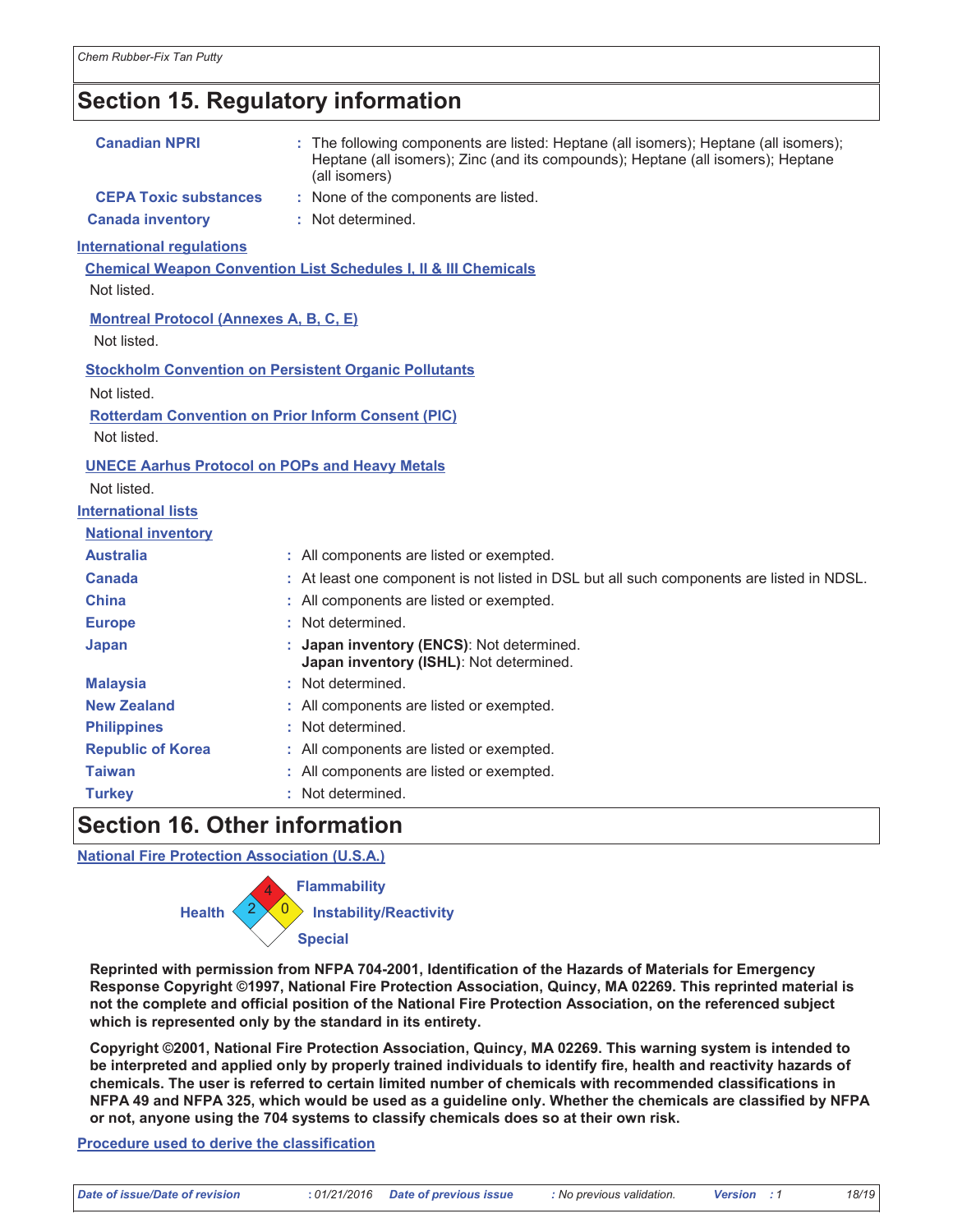## Section 15. Regulatory information

| | |
|---|---|
| **Canadian NPRI** | : The following components are listed: Heptane (all isomers); Heptane (all isomers); Heptane (all isomers); Zinc (and its compounds); Heptane (all isomers); Heptane (all isomers) |
| **CEPA Toxic substances** | : None of the components are listed. |
| **Canada inventory** | : Not determined. |

**International regulations**

**Chemical Weapon Convention List Schedules I, II & III Chemicals**

Not listed.

**Montreal Protocol (Annexes A, B, C, E)**

Not listed.

**Stockholm Convention on Persistent Organic Pollutants**

Not listed.

**Rotterdam Convention on Prior Inform Consent (PIC)**

Not listed.

**UNECE Aarhus Protocol on POPs and Heavy Metals**

Not listed.

**International lists**

**National inventory**

| | |
|---|---|
| **Australia** | : All components are listed or exempted. |
| **Canada** | : At least one component is not listed in DSL but all such components are listed in NDSL. |
| **China** | : All components are listed or exempted. |
| **Europe** | : Not determined. |
| **Japan** | : **Japan inventory (ENCS)**: Not determined. **Japan inventory (ISHL)**: Not determined. |
| **Malaysia** | : Not determined. |
| **New Zealand** | : All components are listed or exempted. |
| **Philippines** | : Not determined. |
| **Republic of Korea** | : All components are listed or exempted. |
| **Taiwan** | : All components are listed or exempted. |
| **Turkey** | : Not determined. |

## Section 16. Other information

**National Fire Protection Association (U.S.A.)**

Flammability: 4
Health: 2
Instability/Reactivity: 0
Special:

**Reprinted with permission from NFPA 704-2001, Identification of the Hazards of Materials for Emergency Response Copyright ©1997, National Fire Protection Association, Quincy, MA 02269. This reprinted material is not the complete and official position of the National Fire Protection Association, on the referenced subject which is represented only by the standard in its entirety.**

**Copyright ©2001, National Fire Protection Association, Quincy, MA 02269. This warning system is intended to be interpreted and applied only by properly trained individuals to identify fire, health and reactivity hazards of chemicals. The user is referred to certain limited number of chemicals with recommended classifications in NFPA 49 and NFPA 325, which would be used as a guideline only. Whether the chemicals are classified by NFPA or not, anyone using the 704 systems to classify chemicals does so at their own risk.**

**Procedure used to derive the classification**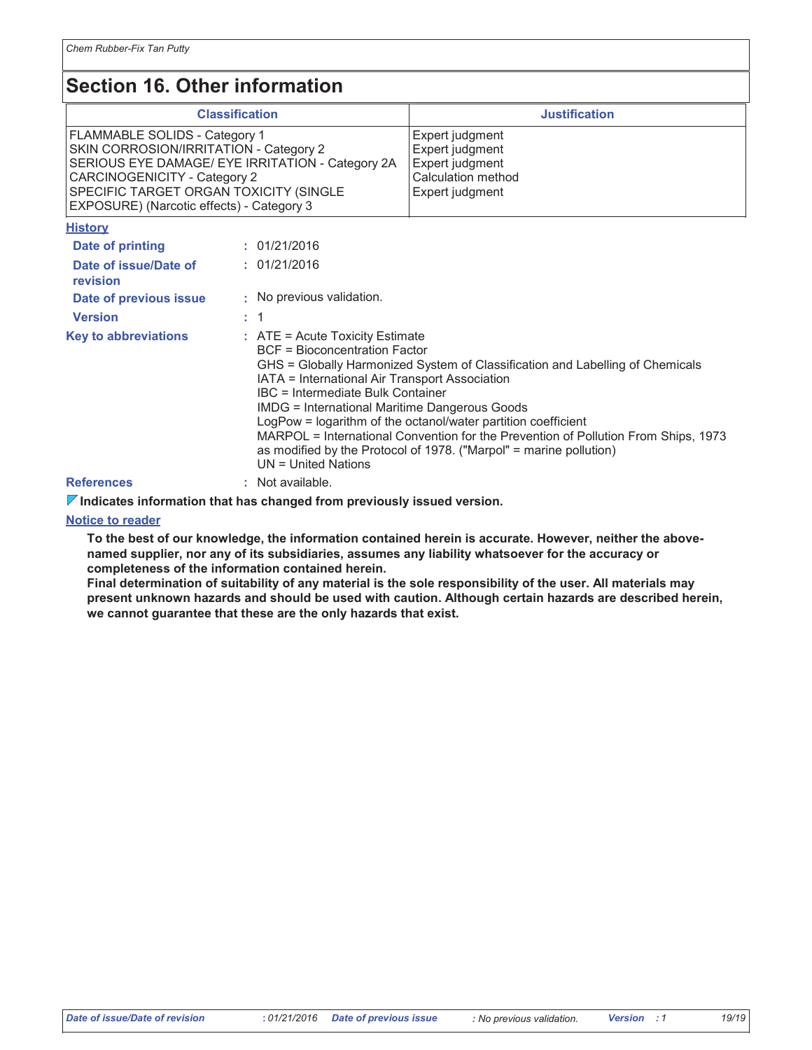## Section 16. Other information

| Classification | Justification |
|---|---|
| FLAMMABLE SOLIDS - Category 1 | Expert judgment |
| SKIN CORROSION/IRRITATION - Category 2 | Expert judgment |
| SERIOUS EYE DAMAGE/ EYE IRRITATION - Category 2A | Expert judgment |
| CARCINOGENICITY - Category 2 | Calculation method |
| SPECIFIC TARGET ORGAN TOXICITY (SINGLE EXPOSURE) (Narcotic effects) - Category 3 | Expert judgment |

**History**

**Date of printing** : 01/21/2016

**Date of issue/Date of revision** : 01/21/2016

**Date of previous issue** : No previous validation.

**Version** : 1

**Key to abbreviations** :
ATE = Acute Toxicity Estimate
BCF = Bioconcentration Factor
GHS = Globally Harmonized System of Classification and Labelling of Chemicals
IATA = International Air Transport Association
IBC = Intermediate Bulk Container
IMDG = International Maritime Dangerous Goods
LogPow = logarithm of the octanol/water partition coefficient
MARPOL = International Convention for the Prevention of Pollution From Ships, 1973 as modified by the Protocol of 1978. ("Marpol" = marine pollution)
UN = United Nations

**References** : Not available.

**Indicates information that has changed from previously issued version.**

**Notice to reader**

**To the best of our knowledge, the information contained herein is accurate. However, neither the above-named supplier, nor any of its subsidiaries, assumes any liability whatsoever for the accuracy or completeness of the information contained herein.**
**Final determination of suitability of any material is the sole responsibility of the user. All materials may present unknown hazards and should be used with caution. Although certain hazards are described herein, we cannot guarantee that these are the only hazards that exist.**